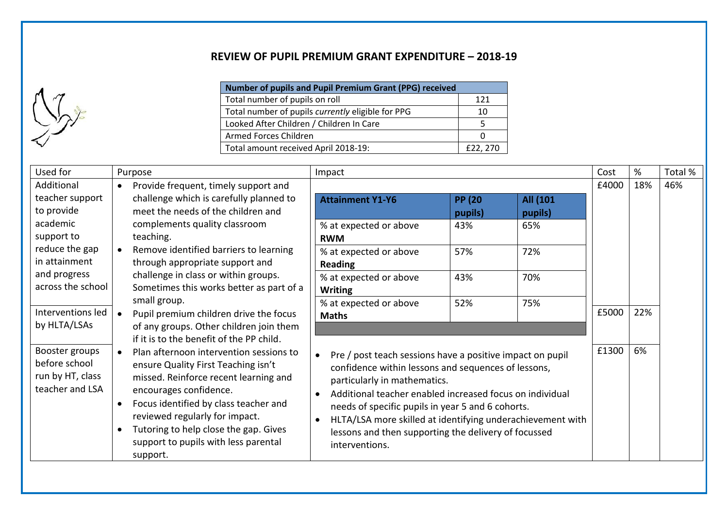# REVIEW OF PUPIL PREMIUM GRANT EXPENDITURE – 2018-19

| Number of pupils and Pupil Premium Grant (PPG) received | |
|---|---|
| Total number of pupils on roll | 121 |
| Total number of pupils *currently* eligible for PPG | 10 |
| Looked After Children / Children In Care | 5 |
| Armed Forces Children | 0 |
| Total amount received April 2018-19: | £22, 270 |

| Used for | Purpose | Impact | Cost | % | Total % |
|---|---|---|---|---|---|
| Additional teacher support to provide academic support to reduce the gap in attainment and progress across the school | • Provide frequent, timely support and challenge which is carefully planned to meet the needs of the children and complements quality classroom teaching.<br>• Remove identified barriers to learning through appropriate support and challenge in class or within groups. Sometimes this works better as part of a small group. | **Attainment Y1-Y6** / **PP (20 pupils)** / **All (101 pupils)**<br>% at expected or above **RWM**: 43% / 65%<br>% at expected or above **Reading**: 57% / 72%<br>% at expected or above **Writing**: 43% / 70%<br>% at expected or above **Maths**: 52% / 75% | £4000 | 18% | 46% |
| Interventions led by HLTA/LSAs | • Pupil premium children drive the focus of any groups. Other children join them if it is to the benefit of the PP child. | | £5000 | 22% | |
| Booster groups before school run by HT, class teacher and LSA | • Plan afternoon intervention sessions to ensure Quality First Teaching isn't missed. Reinforce recent learning and encourages confidence.<br>• Focus identified by class teacher and reviewed regularly for impact.<br>• Tutoring to help close the gap. Gives support to pupils with less parental support. | • Pre / post teach sessions have a positive impact on pupil confidence within lessons and sequences of lessons, particularly in mathematics.<br>• Additional teacher enabled increased focus on individual needs of specific pupils in year 5 and 6 cohorts.<br>• HLTA/LSA more skilled at identifying underachievement with lessons and then supporting the delivery of focussed interventions. | £1300 | 6% | |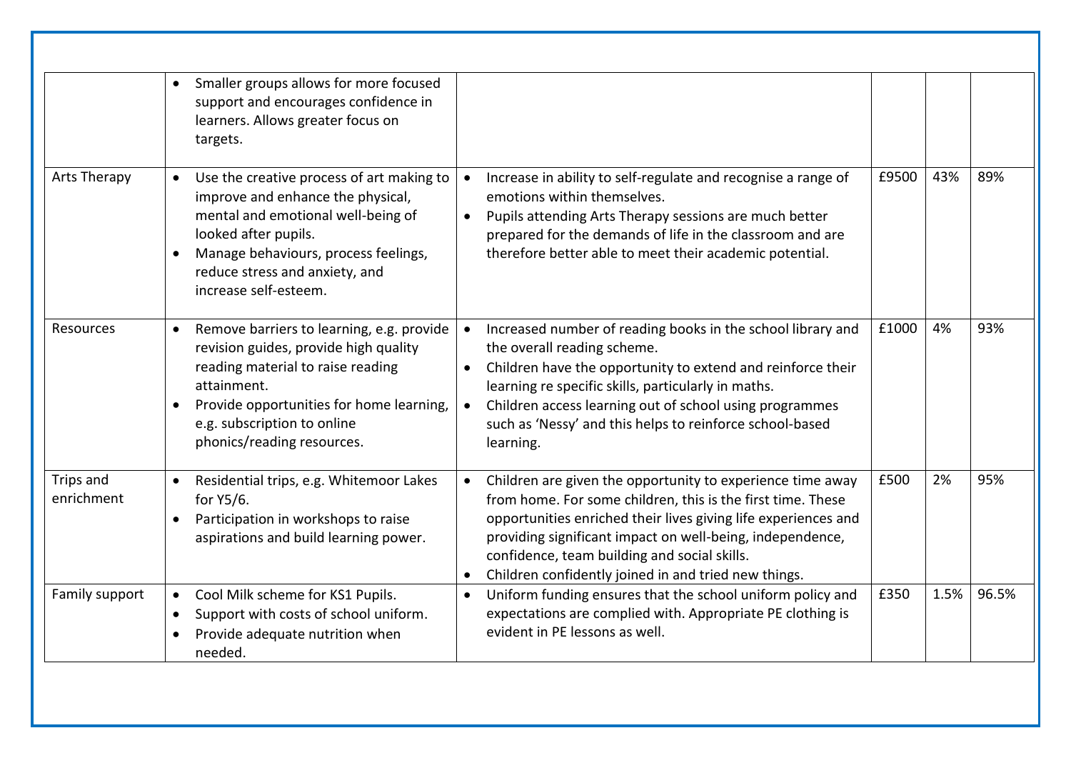| | | | | | |
|---|---|---|---|---|---|
| | • Smaller groups allows for more focused support and encourages confidence in learners. Allows greater focus on targets. | | | | |
| Arts Therapy | • Use the creative process of art making to improve and enhance the physical, mental and emotional well-being of looked after pupils.<br>• Manage behaviours, process feelings, reduce stress and anxiety, and increase self-esteem. | • Increase in ability to self-regulate and recognise a range of emotions within themselves.<br>• Pupils attending Arts Therapy sessions are much better prepared for the demands of life in the classroom and are therefore better able to meet their academic potential. | £9500 | 43% | 89% |
| Resources | • Remove barriers to learning, e.g. provide revision guides, provide high quality reading material to raise reading attainment.<br>• Provide opportunities for home learning, e.g. subscription to online phonics/reading resources. | • Increased number of reading books in the school library and the overall reading scheme.<br>• Children have the opportunity to extend and reinforce their learning re specific skills, particularly in maths.<br>• Children access learning out of school using programmes such as 'Nessy' and this helps to reinforce school-based learning. | £1000 | 4% | 93% |
| Trips and enrichment | • Residential trips, e.g. Whitemoor Lakes for Y5/6.<br>• Participation in workshops to raise aspirations and build learning power. | • Children are given the opportunity to experience time away from home. For some children, this is the first time. These opportunities enriched their lives giving life experiences and providing significant impact on well-being, independence, confidence, team building and social skills.<br>• Children confidently joined in and tried new things. | £500 | 2% | 95% |
| Family support | • Cool Milk scheme for KS1 Pupils.<br>• Support with costs of school uniform.<br>• Provide adequate nutrition when needed. | • Uniform funding ensures that the school uniform policy and expectations are complied with. Appropriate PE clothing is evident in PE lessons as well. | £350 | 1.5% | 96.5% |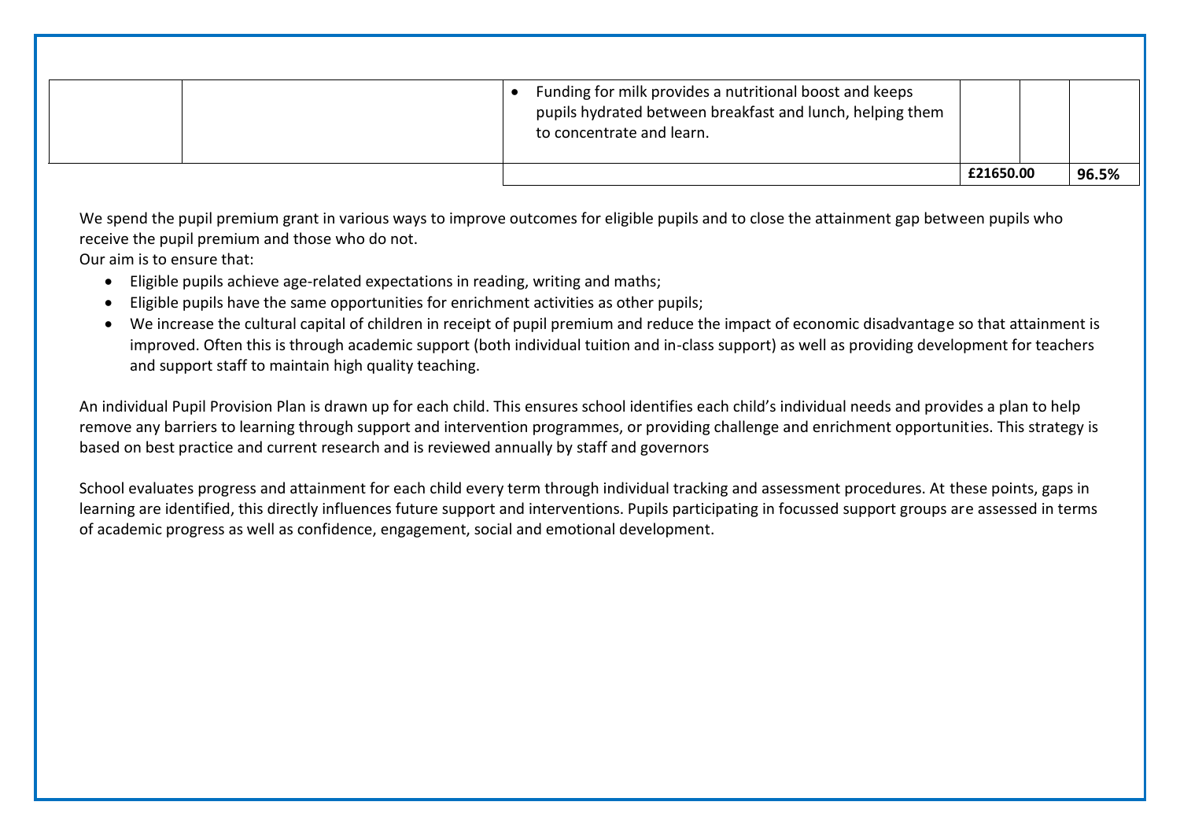| | | | | | |
|---|---|---|---|---|---|
| | | • Funding for milk provides a nutritional boost and keeps pupils hydrated between breakfast and lunch, helping them to concentrate and learn. | | | |
| | | | **£21650.00** | | **96.5%** |

We spend the pupil premium grant in various ways to improve outcomes for eligible pupils and to close the attainment gap between pupils who receive the pupil premium and those who do not.

Our aim is to ensure that:

- Eligible pupils achieve age-related expectations in reading, writing and maths;
- Eligible pupils have the same opportunities for enrichment activities as other pupils;
- We increase the cultural capital of children in receipt of pupil premium and reduce the impact of economic disadvantage so that attainment is improved. Often this is through academic support (both individual tuition and in-class support) as well as providing development for teachers and support staff to maintain high quality teaching.

An individual Pupil Provision Plan is drawn up for each child. This ensures school identifies each child's individual needs and provides a plan to help remove any barriers to learning through support and intervention programmes, or providing challenge and enrichment opportunities. This strategy is based on best practice and current research and is reviewed annually by staff and governors

School evaluates progress and attainment for each child every term through individual tracking and assessment procedures. At these points, gaps in learning are identified, this directly influences future support and interventions. Pupils participating in focussed support groups are assessed in terms of academic progress as well as confidence, engagement, social and emotional development.